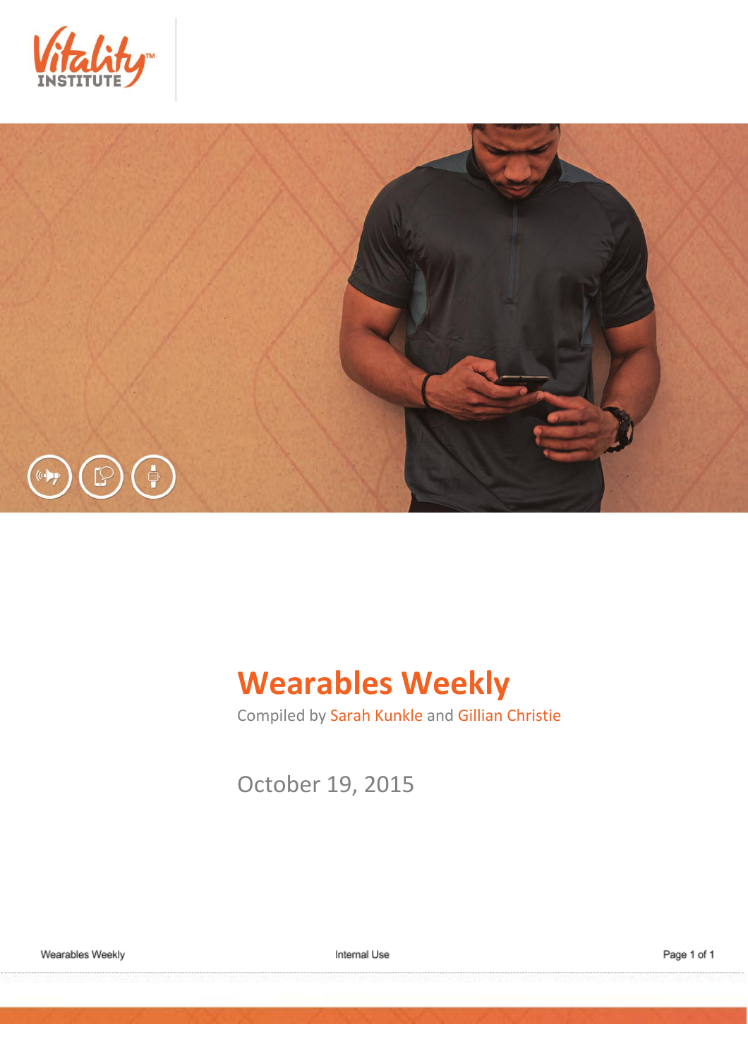# Wearables Weekly

Compiled by Sarah Kunkle and Gillian Christie

October 19, 2015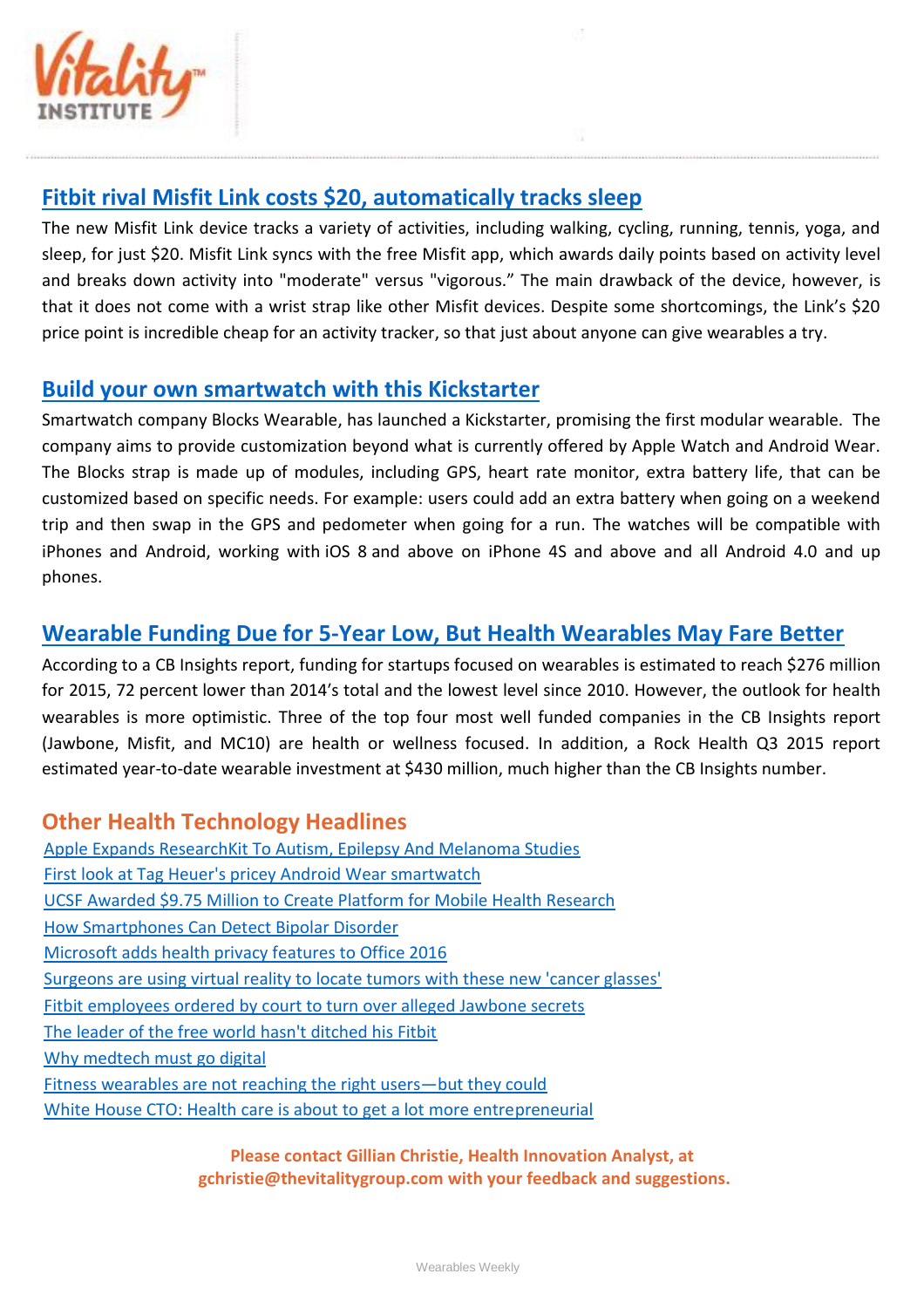## Fitbit rival Misfit Link costs $20, automatically tracks sleep

The new Misfit Link device tracks a variety of activities, including walking, cycling, running, tennis, yoga, and sleep, for just $20. Misfit Link syncs with the free Misfit app, which awards daily points based on activity level and breaks down activity into "moderate" versus "vigorous." The main drawback of the device, however, is that it does not come with a wrist strap like other Misfit devices. Despite some shortcomings, the Link's $20 price point is incredible cheap for an activity tracker, so that just about anyone can give wearables a try.

## Build your own smartwatch with this Kickstarter

Smartwatch company Blocks Wearable, has launched a Kickstarter, promising the first modular wearable. The company aims to provide customization beyond what is currently offered by Apple Watch and Android Wear. The Blocks strap is made up of modules, including GPS, heart rate monitor, extra battery life, that can be customized based on specific needs. For example: users could add an extra battery when going on a weekend trip and then swap in the GPS and pedometer when going for a run. The watches will be compatible with iPhones and Android, working with iOS 8 and above on iPhone 4S and above and all Android 4.0 and up phones.

## Wearable Funding Due for 5-Year Low, But Health Wearables May Fare Better

According to a CB Insights report, funding for startups focused on wearables is estimated to reach $276 million for 2015, 72 percent lower than 2014's total and the lowest level since 2010. However, the outlook for health wearables is more optimistic. Three of the top four most well funded companies in the CB Insights report (Jawbone, Misfit, and MC10) are health or wellness focused. In addition, a Rock Health Q3 2015 report estimated year-to-date wearable investment at $430 million, much higher than the CB Insights number.

## Other Health Technology Headlines

- Apple Expands ResearchKit To Autism, Epilepsy And Melanoma Studies
- First look at Tag Heuer's pricey Android Wear smartwatch
- UCSF Awarded $9.75 Million to Create Platform for Mobile Health Research
- How Smartphones Can Detect Bipolar Disorder
- Microsoft adds health privacy features to Office 2016
- Surgeons are using virtual reality to locate tumors with these new 'cancer glasses'
- Fitbit employees ordered by court to turn over alleged Jawbone secrets
- The leader of the free world hasn't ditched his Fitbit
- Why medtech must go digital
- Fitness wearables are not reaching the right users—but they could
- White House CTO: Health care is about to get a lot more entrepreneurial

**Please contact Gillian Christie, Health Innovation Analyst, at gchristie@thevitalitygroup.com with your feedback and suggestions.**